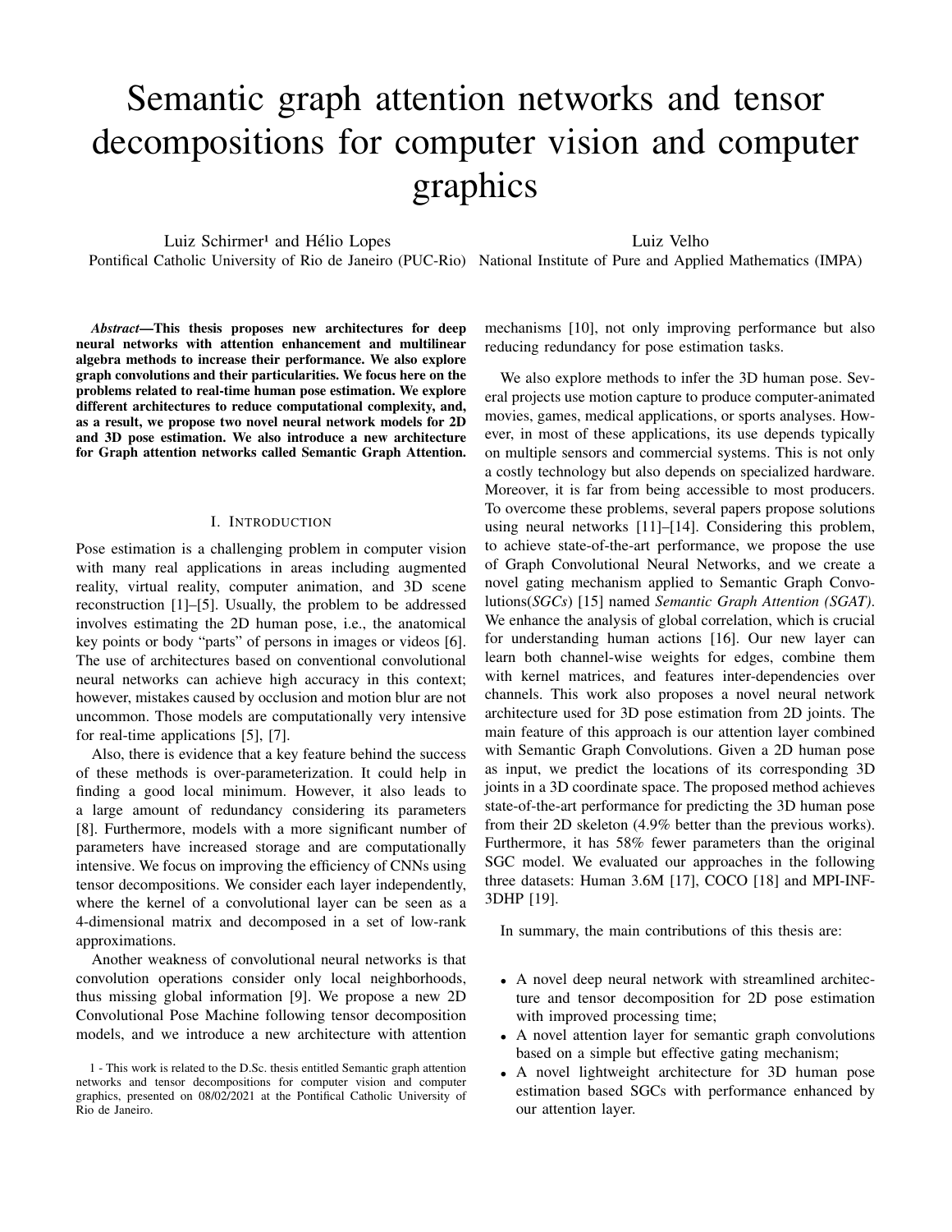# Semantic graph attention networks and tensor decompositions for computer vision and computer graphics

Luiz Schirmer[1] and Hélio Lopes
Pontifical Catholic University of Rio de Janeiro (PUC-Rio)

Luiz Velho
National Institute of Pure and Applied Mathematics (IMPA)

***Abstract*—This thesis proposes new architectures for deep neural networks with attention enhancement and multilinear algebra methods to increase their performance. We also explore graph convolutions and their particularities. We focus here on the problems related to real-time human pose estimation. We explore different architectures to reduce computational complexity, and, as a result, we propose two novel neural network models for 2D and 3D pose estimation. We also introduce a new architecture for Graph attention networks called Semantic Graph Attention.**

## I. Introduction

Pose estimation is a challenging problem in computer vision with many real applications in areas including augmented reality, virtual reality, computer animation, and 3D scene reconstruction [1]–[5]. Usually, the problem to be addressed involves estimating the 2D human pose, i.e., the anatomical key points or body "parts" of persons in images or videos [6]. The use of architectures based on conventional convolutional neural networks can achieve high accuracy in this context; however, mistakes caused by occlusion and motion blur are not uncommon. Those models are computationally very intensive for real-time applications [5], [7].

Also, there is evidence that a key feature behind the success of these methods is over-parameterization. It could help in finding a good local minimum. However, it also leads to a large amount of redundancy considering its parameters [8]. Furthermore, models with a more significant number of parameters have increased storage and are computationally intensive. We focus on improving the efficiency of CNNs using tensor decompositions. We consider each layer independently, where the kernel of a convolutional layer can be seen as a 4-dimensional matrix and decomposed in a set of low-rank approximations.

Another weakness of convolutional neural networks is that convolution operations consider only local neighborhoods, thus missing global information [9]. We propose a new 2D Convolutional Pose Machine following tensor decomposition models, and we introduce a new architecture with attention mechanisms [10], not only improving performance but also reducing redundancy for pose estimation tasks.

We also explore methods to infer the 3D human pose. Several projects use motion capture to produce computer-animated movies, games, medical applications, or sports analyses. However, in most of these applications, its use depends typically on multiple sensors and commercial systems. This is not only a costly technology but also depends on specialized hardware. Moreover, it is far from being accessible to most producers. To overcome these problems, several papers propose solutions using neural networks [11]–[14]. Considering this problem, to achieve state-of-the-art performance, we propose the use of Graph Convolutional Neural Networks, and we create a novel gating mechanism applied to Semantic Graph Convolutions(*SGCs*) [15] named *Semantic Graph Attention (SGAT)*. We enhance the analysis of global correlation, which is crucial for understanding human actions [16]. Our new layer can learn both channel-wise weights for edges, combine them with kernel matrices, and features inter-dependencies over channels. This work also proposes a novel neural network architecture used for 3D pose estimation from 2D joints. The main feature of this approach is our attention layer combined with Semantic Graph Convolutions. Given a 2D human pose as input, we predict the locations of its corresponding 3D joints in a 3D coordinate space. The proposed method achieves state-of-the-art performance for predicting the 3D human pose from their 2D skeleton (4.9% better than the previous works). Furthermore, it has 58% fewer parameters than the original SGC model. We evaluated our approaches in the following three datasets: Human 3.6M [17], COCO [18] and MPI-INF-3DHP [19].

In summary, the main contributions of this thesis are:

- A novel deep neural network with streamlined architecture and tensor decomposition for 2D pose estimation with improved processing time;
- A novel attention layer for semantic graph convolutions based on a simple but effective gating mechanism;
- A novel lightweight architecture for 3D human pose estimation based SGCs with performance enhanced by our attention layer.

1 - This work is related to the D.Sc. thesis entitled Semantic graph attention networks and tensor decompositions for computer vision and computer graphics, presented on 08/02/2021 at the Pontifical Catholic University of Rio de Janeiro.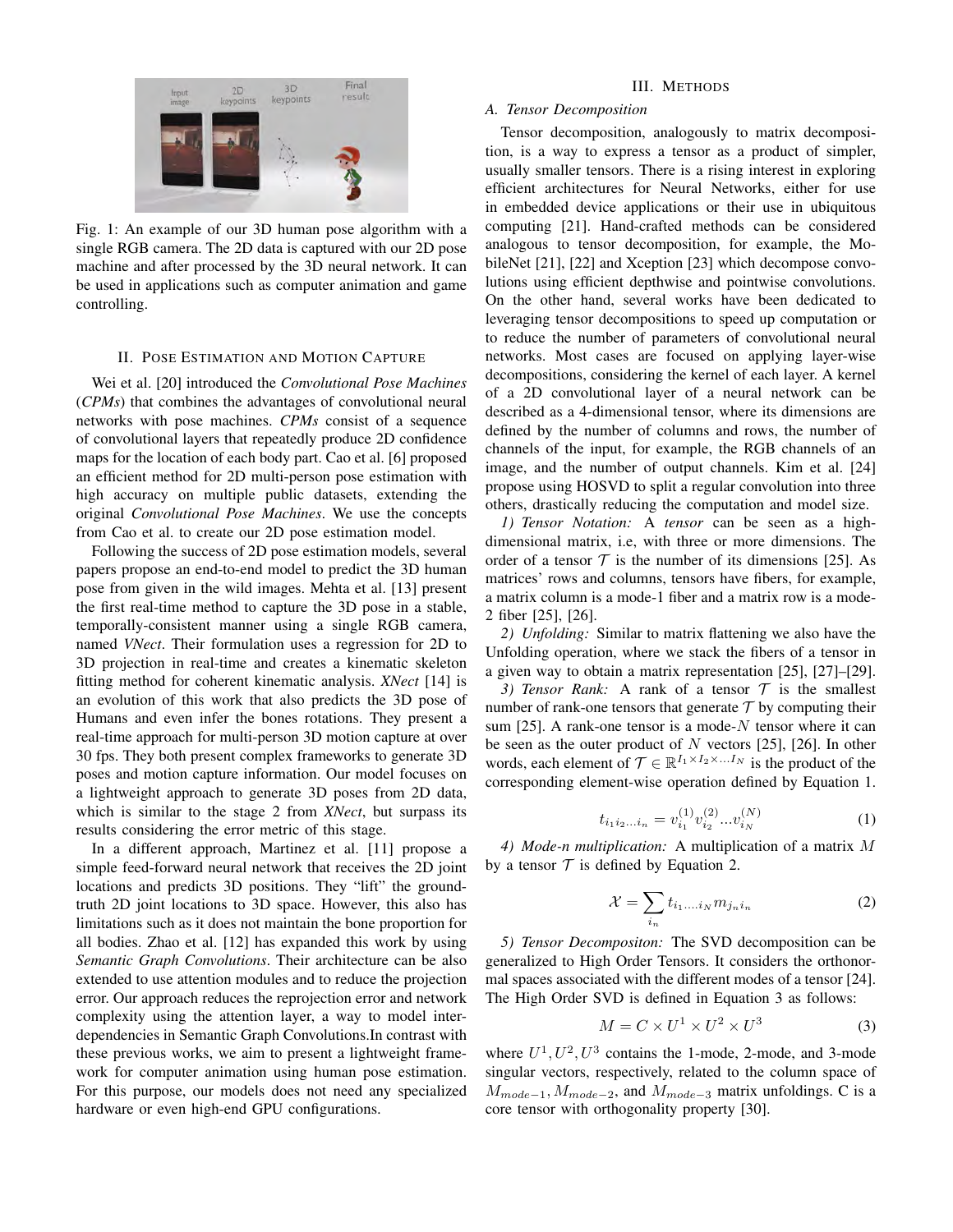Fig. 1: An example of our 3D human pose algorithm with a single RGB camera. The 2D data is captured with our 2D pose machine and after processed by the 3D neural network. It can be used in applications such as computer animation and game controlling.

## II. Pose Estimation and Motion Capture

Wei et al. [20] introduced the *Convolutional Pose Machines* (*CPMs*) that combines the advantages of convolutional neural networks with pose machines. *CPMs* consist of a sequence of convolutional layers that repeatedly produce 2D confidence maps for the location of each body part. Cao et al. [6] proposed an efficient method for 2D multi-person pose estimation with high accuracy on multiple public datasets, extending the original *Convolutional Pose Machines*. We use the concepts from Cao et al. to create our 2D pose estimation model.

Following the success of 2D pose estimation models, several papers propose an end-to-end model to predict the 3D human pose from given in the wild images. Mehta et al. [13] present the first real-time method to capture the 3D pose in a stable, temporally-consistent manner using a single RGB camera, named *VNect*. Their formulation uses a regression for 2D to 3D projection in real-time and creates a kinematic skeleton fitting method for coherent kinematic analysis. *XNect* [14] is an evolution of this work that also predicts the 3D pose of Humans and even infer the bones rotations. They present a real-time approach for multi-person 3D motion capture at over 30 fps. They both present complex frameworks to generate 3D poses and motion capture information. Our model focuses on a lightweight approach to generate 3D poses from 2D data, which is similar to the stage 2 from *XNect*, but surpass its results considering the error metric of this stage.

In a different approach, Martinez et al. [11] propose a simple feed-forward neural network that receives the 2D joint locations and predicts 3D positions. They "lift" the ground-truth 2D joint locations to 3D space. However, this also has limitations such as it does not maintain the bone proportion for all bodies. Zhao et al. [12] has expanded this work by using *Semantic Graph Convolutions*. Their architecture can be also extended to use attention modules and to reduce the projection error. Our approach reduces the reprojection error and network complexity using the attention layer, a way to model inter-dependencies in Semantic Graph Convolutions.In contrast with these previous works, we aim to present a lightweight framework for computer animation using human pose estimation. For this purpose, our models does not need any specialized hardware or even high-end GPU configurations.

## III. Methods

### A. Tensor Decomposition

Tensor decomposition, analogously to matrix decomposition, is a way to express a tensor as a product of simpler, usually smaller tensors. There is a rising interest in exploring efficient architectures for Neural Networks, either for use in embedded device applications or their use in ubiquitous computing [21]. Hand-crafted methods can be considered analogous to tensor decomposition, for example, the MobileNet [21], [22] and Xception [23] which decompose convolutions using efficient depthwise and pointwise convolutions. On the other hand, several works have been dedicated to leveraging tensor decompositions to speed up computation or to reduce the number of parameters of convolutional neural networks. Most cases are focused on applying layer-wise decompositions, considering the kernel of each layer. A kernel of a 2D convolutional layer of a neural network can be described as a 4-dimensional tensor, where its dimensions are defined by the number of columns and rows, the number of channels of the input, for example, the RGB channels of an image, and the number of output channels. Kim et al. [24] propose using HOSVD to split a regular convolution into three others, drastically reducing the computation and model size.

*1) Tensor Notation:* A *tensor* can be seen as a high-dimensional matrix, i.e, with three or more dimensions. The order of a tensor $\mathcal{T}$ is the number of its dimensions [25]. As matrices' rows and columns, tensors have fibers, for example, a matrix column is a mode-1 fiber and a matrix row is a mode-2 fiber [25], [26].

*2) Unfolding:* Similar to matrix flattening we also have the Unfolding operation, where we stack the fibers of a tensor in a given way to obtain a matrix representation [25], [27]–[29].

*3) Tensor Rank:* A rank of a tensor $\mathcal{T}$ is the smallest number of rank-one tensors that generate $\mathcal{T}$ by computing their sum [25]. A rank-one tensor is a mode-$N$ tensor where it can be seen as the outer product of $N$ vectors [25], [26]. In other words, each element of $\mathcal{T} \in \mathbb{R}^{I_1 \times I_2 \times \ldots I_N}$ is the product of the corresponding element-wise operation defined by Equation 1.

$$t_{i_1 i_2 \ldots i_n} = v_{i_1}^{(1)} v_{i_2}^{(2)} \ldots v_{i_N}^{(N)} \tag{1}$$

*4) Mode-n multiplication:* A multiplication of a matrix $M$ by a tensor $\mathcal{T}$ is defined by Equation 2.

$$\mathcal{X} = \sum_{i_n} t_{i_1 \ldots i_N} m_{j_n i_n} \tag{2}$$

*5) Tensor Decompositon:* The SVD decomposition can be generalized to High Order Tensors. It considers the orthonormal spaces associated with the different modes of a tensor [24]. The High Order SVD is defined in Equation 3 as follows:

$$M = C \times U^1 \times U^2 \times U^3 \tag{3}$$

where $U^1, U^2, U^3$ contains the 1-mode, 2-mode, and 3-mode singular vectors, respectively, related to the column space of $M_{mode-1}, M_{mode-2}$, and $M_{mode-3}$ matrix unfoldings. C is a core tensor with orthogonality property [30].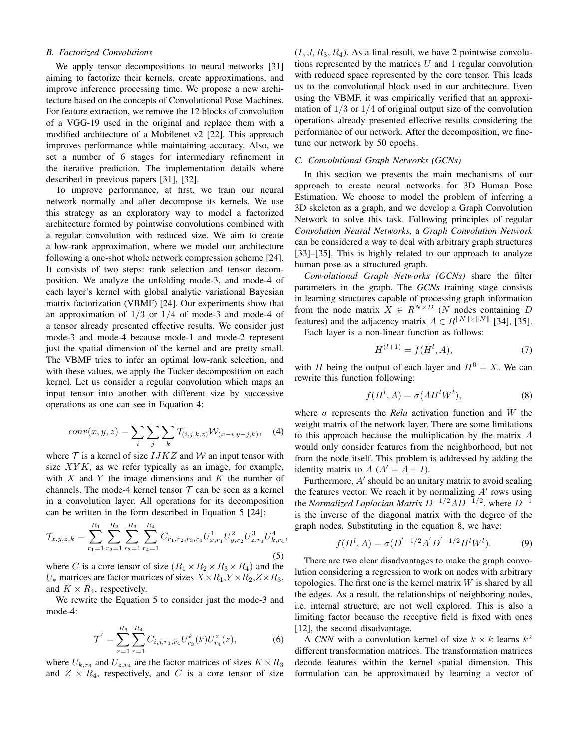### B. Factorized Convolutions

We apply tensor decompositions to neural networks [31] aiming to factorize their kernels, create approximations, and improve inference processing time. We propose a new architecture based on the concepts of Convolutional Pose Machines. For feature extraction, we remove the 12 blocks of convolution of a VGG-19 used in the original and replace them with a modified architecture of a Mobilenet v2 [22]. This approach improves performance while maintaining accuracy. Also, we set a number of 6 stages for intermediary refinement in the iterative prediction. The implementation details where described in previous papers [31], [32].

To improve performance, at first, we train our neural network normally and after decompose its kernels. We use this strategy as an exploratory way to model a factorized architecture formed by pointwise convolutions combined with a regular convolution with reduced size. We aim to create a low-rank approximation, where we model our architecture following a one-shot whole network compression scheme [24]. It consists of two steps: rank selection and tensor decomposition. We analyze the unfolding mode-3, and mode-4 of each layer's kernel with global analytic variational Bayesian matrix factorization (VBMF) [24]. Our experiments show that an approximation of $1/3$ or $1/4$ of mode-3 and mode-4 of a tensor already presented effective results. We consider just mode-3 and mode-4 because mode-1 and mode-2 represent just the spatial dimension of the kernel and are pretty small. The VBMF tries to infer an optimal low-rank selection, and with these values, we apply the Tucker decomposition on each kernel. Let us consider a regular convolution which maps an input tensor into another with different size by successive operations as one can see in Equation 4:

$$conv(x,y,z) = \sum_{i}\sum_{j}\sum_{k} \mathcal{T}_{(i,j,k,z)} \mathcal{W}_{(x-i,y-j,k)}, \quad (4)$$

where $\mathcal{T}$ is a kernel of size $IJKZ$ and $\mathcal{W}$ an input tensor with size $XYK$, as we refer typically as an image, for example, with $X$ and $Y$ the image dimensions and $K$ the number of channels. The mode-4 kernel tensor $\mathcal{T}$ can be seen as a kernel in a convolution layer. All operations for its decomposition can be written in the form described in Equation 5 [24]:

$$\mathcal{T}_{x,y,z,k} = \sum_{r_1=1}^{R_1}\sum_{r_2=1}^{R_2}\sum_{r_3=1}^{R_3}\sum_{r_4=1}^{R_4} C_{r_1,r_2,r_3,r_4} U^1_{x,r_1} U^2_{y,r_2} U^3_{z,r_3} U^4_{k,r_4}, \quad (5)$$

where $C$ is a core tensor of size $(R_1 \times R_2 \times R_3 \times R_4)$ and the $U_*$ matrices are factor matrices of sizes $X \times R_1$, $Y \times R_2$, $Z \times R_3$, and $K \times R_4$, respectively.

We rewrite the Equation 5 to consider just the mode-3 and mode-4:

$$\mathcal{T}' = \sum_{r=1}^{R_3}\sum_{r=1}^{R_4} C_{i,j,r_3,r_4} U^k_{r_3}(k) U^z_{r_4}(z), \quad (6)$$

where $U_{k,r_3}$ and $U_{z,r_4}$ are the factor matrices of sizes $K \times R_3$ and $Z \times R_4$, respectively, and $C$ is a core tensor of size $(I, J, R_3, R_4)$. As a final result, we have 2 pointwise convolutions represented by the matrices $U$ and 1 regular convolution with reduced space represented by the core tensor. This leads us to the convolutional block used in our architecture. Even using the VBMF, it was empirically verified that an approximation of $1/3$ or $1/4$ of original output size of the convolution operations already presented effective results considering the performance of our network. After the decomposition, we fine-tune our network by 50 epochs.

### C. Convolutional Graph Networks (GCNs)

In this section we presents the main mechanisms of our approach to create neural networks for 3D Human Pose Estimation. We choose to model the problem of inferring a 3D skeleton as a graph, and we develop a Graph Convolution Network to solve this task. Following principles of regular *Convolution Neural Networks*, a *Graph Convolution Network* can be considered a way to deal with arbitrary graph structures [33]–[35]. This is highly related to our approach to analyze human pose as a structured graph.

*Convolutional Graph Networks (GCNs)* share the filter parameters in the graph. The *GCNs* training stage consists in learning structures capable of processing graph information from the node matrix $X \in R^{N \times D}$ ($N$ nodes containing $D$ features) and the adjacency matrix $A \in R^{\|N\| \times \|N\|}$ [34], [35].

Each layer is a non-linear function as follows:

$$H^{(l+1)} = f(H^l, A), \quad (7)$$

with $H$ being the output of each layer and $H^0 = X$. We can rewrite this function following:

$$f(H^l, A) = \sigma(AH^lW^l), \quad (8)$$

where $\sigma$ represents the *Relu* activation function and $W$ the weight matrix of the network layer. There are some limitations to this approach because the multiplication by the matrix $A$ would only consider features from the neighborhood, but not from the node itself. This problem is addressed by adding the identity matrix to $A$ ($A' = A + I$).

Furthermore, $A'$ should be an unitary matrix to avoid scaling the features vector. We reach it by normalizing $A'$ rows using the *Normalized Laplacian Matrix* $D^{-1/2}AD^{-1/2}$, where $D^{-1}$ is the inverse of the diagonal matrix with the degree of the graph nodes. Substituting in the equation 8, we have:

$$f(H^l, A) = \sigma(D^{'-1/2}A'D^{'-1/2}H^lW^l). \quad (9)$$

There are two clear disadvantages to make the graph convolution considering a regression to work on nodes with arbitrary topologies. The first one is the kernel matrix $W$ is shared by all the edges. As a result, the relationships of neighboring nodes, i.e. internal structure, are not well explored. This is also a limiting factor because the receptive field is fixed with ones [12], the second disadvantage.

A *CNN* with a convolution kernel of size $k \times k$ learns $k^2$ different transformation matrices. The transformation matrices decode features within the kernel spatial dimension. This formulation can be approximated by learning a vector of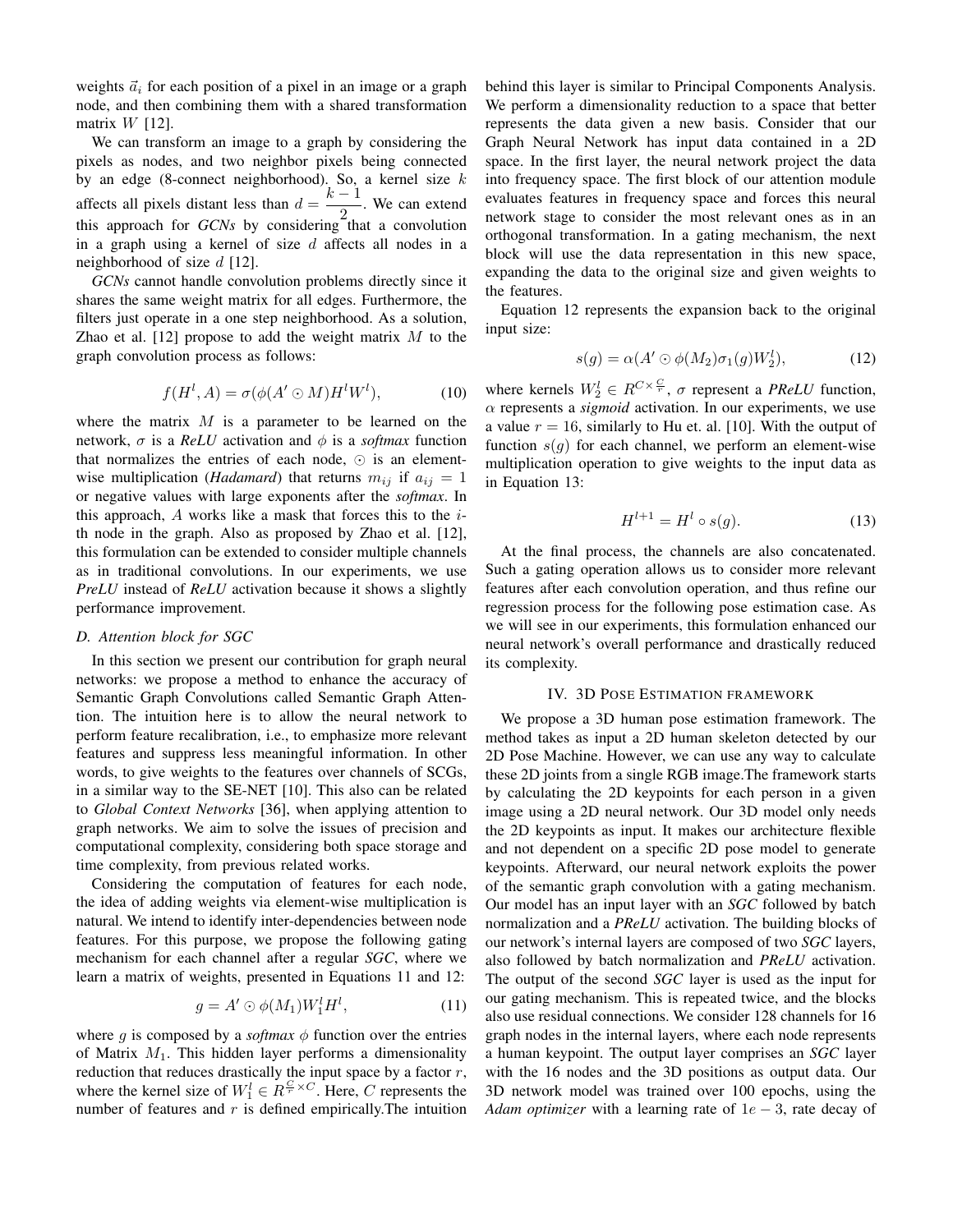weights $\vec{a}_i$ for each position of a pixel in an image or a graph node, and then combining them with a shared transformation matrix $W$ [12].

We can transform an image to a graph by considering the pixels as nodes, and two neighbor pixels being connected by an edge (8-connect neighborhood). So, a kernel size $k$ affects all pixels distant less than $d = \dfrac{k-1}{2}$. We can extend this approach for *GCNs* by considering that a convolution in a graph using a kernel of size $d$ affects all nodes in a neighborhood of size $d$ [12].

*GCNs* cannot handle convolution problems directly since it shares the same weight matrix for all edges. Furthermore, the filters just operate in a one step neighborhood. As a solution, Zhao et al. [12] propose to add the weight matrix $M$ to the graph convolution process as follows:

$$f(H^l, A) = \sigma(\phi(A' \odot M)H^l W^l), \tag{10}$$

where the matrix $M$ is a parameter to be learned on the network, $\sigma$ is a *ReLU* activation and $\phi$ is a *softmax* function that normalizes the entries of each node, $\odot$ is an element-wise multiplication (*Hadamard*) that returns $m_{ij}$ if $a_{ij} = 1$ or negative values with large exponents after the *softmax*. In this approach, $A$ works like a mask that forces this to the $i$-th node in the graph. Also as proposed by Zhao et al. [12], this formulation can be extended to consider multiple channels as in traditional convolutions. In our experiments, we use *PreLU* instead of *ReLU* activation because it shows a slightly performance improvement.

### D. Attention block for SGC

In this section we present our contribution for graph neural networks: we propose a method to enhance the accuracy of Semantic Graph Convolutions called Semantic Graph Attention. The intuition here is to allow the neural network to perform feature recalibration, i.e., to emphasize more relevant features and suppress less meaningful information. In other words, to give weights to the features over channels of SCGs, in a similar way to the SE-NET [10]. This also can be related to *Global Context Networks* [36], when applying attention to graph networks. We aim to solve the issues of precision and computational complexity, considering both space storage and time complexity, from previous related works.

Considering the computation of features for each node, the idea of adding weights via element-wise multiplication is natural. We intend to identify inter-dependencies between node features. For this purpose, we propose the following gating mechanism for each channel after a regular *SGC*, where we learn a matrix of weights, presented in Equations 11 and 12:

$$g = A' \odot \phi(M_1) W_1^l H^l, \tag{11}$$

where $g$ is composed by a *softmax* $\phi$ function over the entries of Matrix $M_1$. This hidden layer performs a dimensionality reduction that reduces drastically the input space by a factor $r$, where the kernel size of $W_1^l \in R^{\frac{C}{r} \times C}$. Here, $C$ represents the number of features and $r$ is defined empirically.The intuition behind this layer is similar to Principal Components Analysis. We perform a dimensionality reduction to a space that better represents the data given a new basis. Consider that our Graph Neural Network has input data contained in a 2D space. In the first layer, the neural network project the data into frequency space. The first block of our attention module evaluates features in frequency space and forces this neural network stage to consider the most relevant ones as in an orthogonal transformation. In a gating mechanism, the next block will use the data representation in this new space, expanding the data to the original size and given weights to the features.

Equation 12 represents the expansion back to the original input size:

$$s(g) = \alpha(A' \odot \phi(M_2)\sigma_1(g)W_2^l), \tag{12}$$

where kernels $W_2^l \in R^{C \times \frac{C}{r}}$, $\sigma$ represent a *PReLU* function, $\alpha$ represents a *sigmoid* activation. In our experiments, we use a value $r = 16$, similarly to Hu et. al. [10]. With the output of function $s(g)$ for each channel, we perform an element-wise multiplication operation to give weights to the input data as in Equation 13:

$$H^{l+1} = H^l \circ s(g). \tag{13}$$

At the final process, the channels are also concatenated. Such a gating operation allows us to consider more relevant features after each convolution operation, and thus refine our regression process for the following pose estimation case. As we will see in our experiments, this formulation enhanced our neural network's overall performance and drastically reduced its complexity.

## IV. 3D Pose Estimation framework

We propose a 3D human pose estimation framework. The method takes as input a 2D human skeleton detected by our 2D Pose Machine. However, we can use any way to calculate these 2D joints from a single RGB image.The framework starts by calculating the 2D keypoints for each person in a given image using a 2D neural network. Our 3D model only needs the 2D keypoints as input. It makes our architecture flexible and not dependent on a specific 2D pose model to generate keypoints. Afterward, our neural network exploits the power of the semantic graph convolution with a gating mechanism. Our model has an input layer with an *SGC* followed by batch normalization and a *PReLU* activation. The building blocks of our network's internal layers are composed of two *SGC* layers, also followed by batch normalization and *PReLU* activation. The output of the second *SGC* layer is used as the input for our gating mechanism. This is repeated twice, and the blocks also use residual connections. We consider 128 channels for 16 graph nodes in the internal layers, where each node represents a human keypoint. The output layer comprises an *SGC* layer with the 16 nodes and the 3D positions as output data. Our 3D network model was trained over 100 epochs, using the *Adam optimizer* with a learning rate of $1e-3$, rate decay of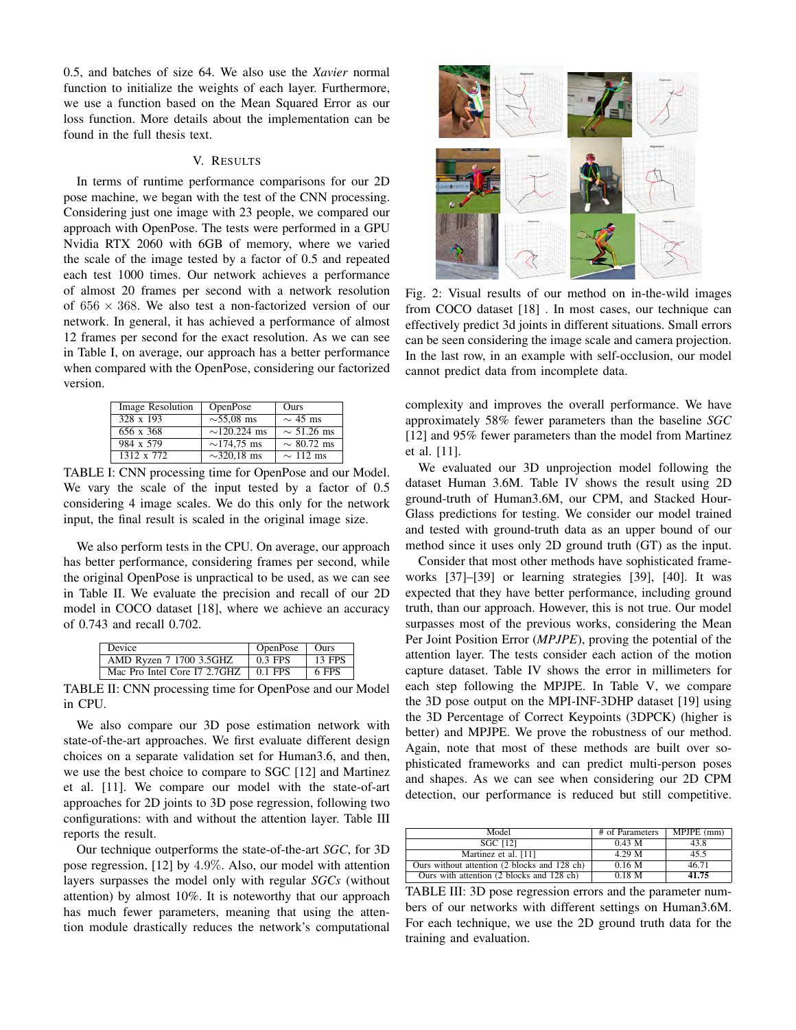0.5, and batches of size 64. We also use the *Xavier* normal function to initialize the weights of each layer. Furthermore, we use a function based on the Mean Squared Error as our loss function. More details about the implementation can be found in the full thesis text.

## V. Results

In terms of runtime performance comparisons for our 2D pose machine, we began with the test of the CNN processing. Considering just one image with 23 people, we compared our approach with OpenPose. The tests were performed in a GPU Nvidia RTX 2060 with 6GB of memory, where we varied the scale of the image tested by a factor of 0.5 and repeated each test 1000 times. Our network achieves a performance of almost 20 frames per second with a network resolution of $656 \times 368$. We also test a non-factorized version of our network. In general, it has achieved a performance of almost 12 frames per second for the exact resolution. As we can see in Table I, on average, our approach has a better performance when compared with the OpenPose, considering our factorized version.

| Image Resolution | OpenPose | Ours |
|---|---|---|
| 328 x 193 | ∼55,08 ms | ∼ 45 ms |
| 656 x 368 | ∼120.224 ms | ∼ 51.26 ms |
| 984 x 579 | ∼174,75 ms | ∼ 80.72 ms |
| 1312 x 772 | ∼320,18 ms | ∼ 112 ms |

TABLE I: CNN processing time for OpenPose and our Model. We vary the scale of the input tested by a factor of 0.5 considering 4 image scales. We do this only for the network input, the final result is scaled in the original image size.

We also perform tests in the CPU. On average, our approach has better performance, considering frames per second, while the original OpenPose is unpractical to be used, as we can see in Table II. We evaluate the precision and recall of our 2D model in COCO dataset [18], where we achieve an accuracy of 0.743 and recall 0.702.

| Device | OpenPose | Ours |
|---|---|---|
| AMD Ryzen 7 1700 3.5GHZ | 0.3 FPS | 13 FPS |
| Mac Pro Intel Core I7 2.7GHZ | 0.1 FPS | 6 FPS |

TABLE II: CNN processing time for OpenPose and our Model in CPU.

We also compare our 3D pose estimation network with state-of-the-art approaches. We first evaluate different design choices on a separate validation set for Human3.6, and then, we use the best choice to compare to SGC [12] and Martinez et al. [11]. We compare our model with the state-of-art approaches for 2D joints to 3D pose regression, following two configurations: with and without the attention layer. Table III reports the result.

Our technique outperforms the state-of-the-art *SGC*, for 3D pose regression, [12] by 4.9%. Also, our model with attention layers surpasses the model only with regular *SGCs* (without attention) by almost 10%. It is noteworthy that our approach has much fewer parameters, meaning that using the attention module drastically reduces the network's computational complexity and improves the overall performance. We have approximately 58% fewer parameters than the baseline *SGC* [12] and 95% fewer parameters than the model from Martinez et al. [11].

Fig. 2: Visual results of our method on in-the-wild images from COCO dataset [18] . In most cases, our technique can effectively predict 3d joints in different situations. Small errors can be seen considering the image scale and camera projection. In the last row, in an example with self-occlusion, our model cannot predict data from incomplete data.

We evaluated our 3D unprojection model following the dataset Human 3.6M. Table IV shows the result using 2D ground-truth of Human3.6M, our CPM, and Stacked HourGlass predictions for testing. We consider our model trained and tested with ground-truth data as an upper bound of our method since it uses only 2D ground truth (GT) as the input.

Consider that most other methods have sophisticated frameworks [37]–[39] or learning strategies [39], [40]. It was expected that they have better performance, including ground truth, than our approach. However, this is not true. Our model surpasses most of the previous works, considering the Mean Per Joint Position Error (*MPJPE*), proving the potential of the attention layer. The tests consider each action of the motion capture dataset. Table IV shows the error in millimeters for each step following the MPJPE. In Table V, we compare the 3D pose output on the MPI-INF-3DHP dataset [19] using the 3D Percentage of Correct Keypoints (3DPCK) (higher is better) and MPJPE. We prove the robustness of our method. Again, note that most of these methods are built over sophisticated frameworks and can predict multi-person poses and shapes. As we can see when considering our 2D CPM detection, our performance is reduced but still competitive.

| Model | # of Parameters | MPJPE (mm) |
|---|---|---|
| SGC [12] | 0.43 M | 43.8 |
| Martinez et al. [11] | 4.29 M | 45.5 |
| Ours without attention (2 blocks and 128 ch) | 0.16 M | 46.71 |
| Ours with attention (2 blocks and 128 ch) | 0.18 M | **41.75** |

TABLE III: 3D pose regression errors and the parameter numbers of our networks with different settings on Human3.6M. For each technique, we use the 2D ground truth data for the training and evaluation.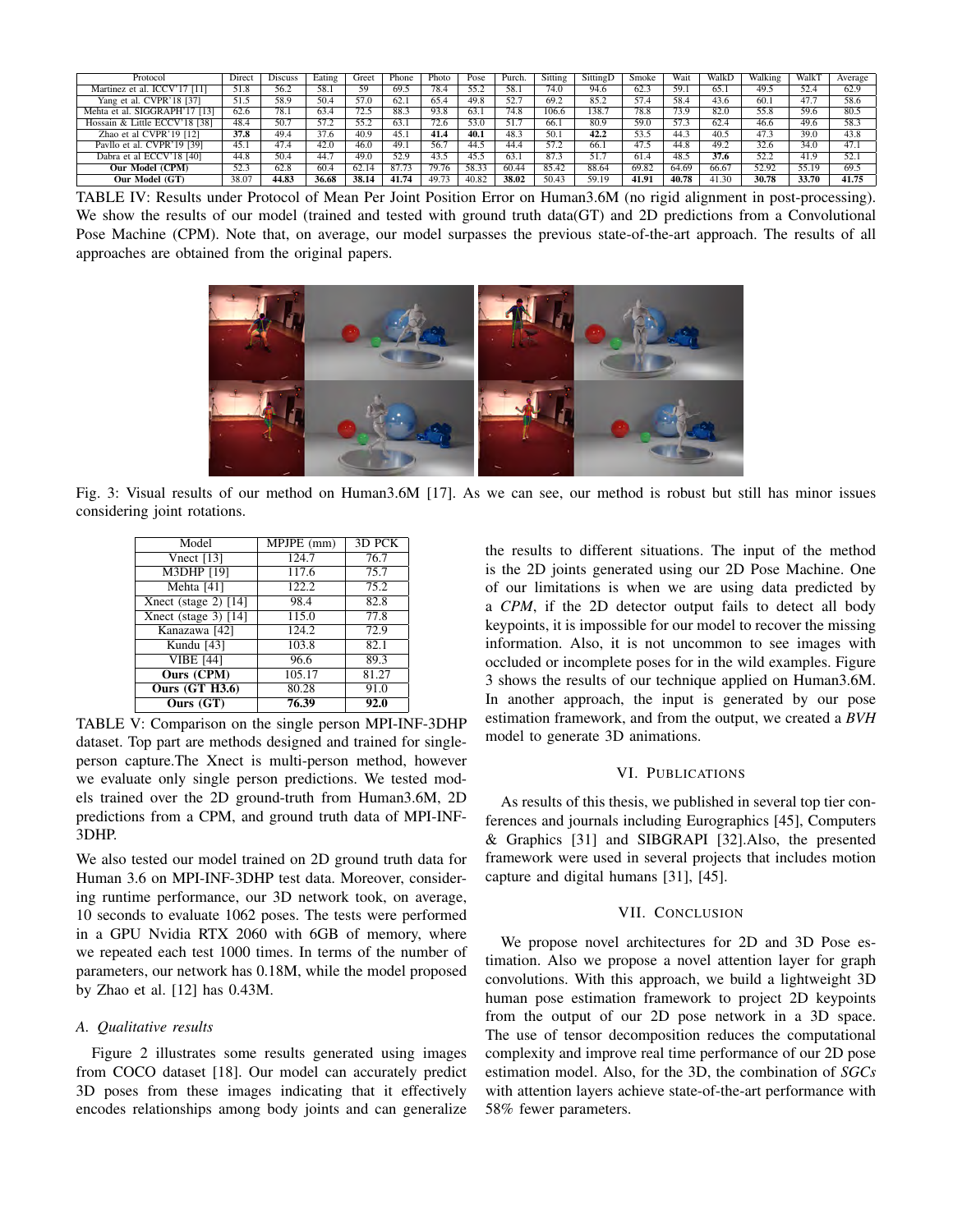| Protocol | Direct | Discuss | Eating | Greet | Phone | Photo | Pose | Purch. | Sitting | SittingD | Smoke | Wait | WalkD | Walking | WalkT | Average |
|---|---|---|---|---|---|---|---|---|---|---|---|---|---|---|---|---|
| Martinez et al. ICCV'17 [11] | 51.8 | 56.2 | 58.1 | 59 | 69.5 | 78.4 | 55.2 | 58.1 | 74.0 | 94.6 | 62.3 | 59.1 | 65.1 | 49.5 | 52.4 | 62.9 |
| Yang et al. CVPR'18 [37] | 51.5 | 58.9 | 50.4 | 57.0 | 62.1 | 65.4 | 49.8 | 52.7 | 69.2 | 85.2 | 57.4 | 58.4 | 43.6 | 60.1 | 47.7 | 58.6 |
| Mehta et al. SIGGRAPH'17 [13] | 62.6 | 78.1 | 63.4 | 72.5 | 88.3 | 93.8 | 63.1 | 74.8 | 106.6 | 138.7 | 78.8 | 73.9 | 82.0 | 55.8 | 59.6 | 80.5 |
| Hossain & Little ECCV'18 [38] | 48.4 | 50.7 | 57.2 | 55.2 | 63.1 | 72.6 | 53.0 | 51.7 | 66.1 | 80.9 | 59.0 | 57.3 | 62.4 | 46.6 | 49.6 | 58.3 |
| Zhao et al CVPR'19 [12] | **37.8** | 49.4 | 37.6 | 40.9 | 45.1 | **41.4** | **40.1** | 48.3 | 50.1 | **42.2** | 53.5 | 44.3 | 40.5 | 47.3 | 39.0 | 43.8 |
| Pavllo et al. CVPR'19 [39] | 45.1 | 47.4 | 42.0 | 46.0 | 49.1 | 56.7 | 44.5 | 44.4 | 57.2 | 66.1 | 47.5 | 44.8 | 49.2 | 32.6 | 34.0 | 47.1 |
| Dabra et al ECCV'18 [40] | 44.8 | 50.4 | 44.7 | 49.0 | 52.9 | 43.5 | 45.5 | 63.1 | 87.3 | 51.7 | 61.4 | 48.5 | **37.6** | 52.2 | 41.9 | 52.1 |
| **Our Model (CPM)** | 52.3 | 62.8 | 60.4 | 62.14 | 87.73 | 79.76 | 58.33 | 60.44 | 85.42 | 88.64 | 69.82 | 64.69 | 66.67 | 52.92 | 55.19 | 69.5 |
| **Our Model (GT)** | 38.07 | **44.83** | **36.68** | **38.14** | **41.74** | 49.73 | 40.82 | **38.02** | 50.43 | 59.19 | **41.91** | **40.78** | 41.30 | **30.78** | **33.70** | **41.75** |

TABLE IV: Results under Protocol of Mean Per Joint Position Error on Human3.6M (no rigid alignment in post-processing). We show the results of our model (trained and tested with ground truth data(GT) and 2D predictions from a Convolutional Pose Machine (CPM). Note that, on average, our model surpasses the previous state-of-the-art approach. The results of all approaches are obtained from the original papers.

Fig. 3: Visual results of our method on Human3.6M [17]. As we can see, our method is robust but still has minor issues considering joint rotations.

| Model | MPJPE (mm) | 3D PCK |
|---|---|---|
| Vnect [13] | 124.7 | 76.7 |
| M3DHP [19] | 117.6 | 75.7 |
| Mehta [41] | 122.2 | 75.2 |
| Xnect (stage 2) [14] | 98.4 | 82.8 |
| Xnect (stage 3) [14] | 115.0 | 77.8 |
| Kanazawa [42] | 124.2 | 72.9 |
| Kundu [43] | 103.8 | 82.1 |
| VIBE [44] | 96.6 | 89.3 |
| **Ours (CPM)** | 105.17 | 81.27 |
| **Ours (GT H3.6)** | 80.28 | 91.0 |
| **Ours (GT)** | **76.39** | **92.0** |

TABLE V: Comparison on the single person MPI-INF-3DHP dataset. Top part are methods designed and trained for single-person capture.The Xnect is multi-person method, however we evaluate only single person predictions. We tested models trained over the 2D ground-truth from Human3.6M, 2D predictions from a CPM, and ground truth data of MPI-INF-3DHP.

We also tested our model trained on 2D ground truth data for Human 3.6 on MPI-INF-3DHP test data. Moreover, considering runtime performance, our 3D network took, on average, 10 seconds to evaluate 1062 poses. The tests were performed in a GPU Nvidia RTX 2060 with 6GB of memory, where we repeated each test 1000 times. In terms of the number of parameters, our network has 0.18M, while the model proposed by Zhao et al. [12] has 0.43M.

### A. Qualitative results

Figure 2 illustrates some results generated using images from COCO dataset [18]. Our model can accurately predict 3D poses from these images indicating that it effectively encodes relationships among body joints and can generalize the results to different situations. The input of the method is the 2D joints generated using our 2D Pose Machine. One of our limitations is when we are using data predicted by a *CPM*, if the 2D detector output fails to detect all body keypoints, it is impossible for our model to recover the missing information. Also, it is not uncommon to see images with occluded or incomplete poses for in the wild examples. Figure 3 shows the results of our technique applied on Human3.6M. In another approach, the input is generated by our pose estimation framework, and from the output, we created a *BVH* model to generate 3D animations.

## VI. Publications

As results of this thesis, we published in several top tier conferences and journals including Eurographics [45], Computers & Graphics [31] and SIBGRAPI [32].Also, the presented framework were used in several projects that includes motion capture and digital humans [31], [45].

## VII. Conclusion

We propose novel architectures for 2D and 3D Pose estimation. Also we propose a novel attention layer for graph convolutions. With this approach, we build a lightweight 3D human pose estimation framework to project 2D keypoints from the output of our 2D pose network in a 3D space. The use of tensor decomposition reduces the computational complexity and improve real time performance of our 2D pose estimation model. Also, for the 3D, the combination of *SGCs* with attention layers achieve state-of-the-art performance with 58% fewer parameters.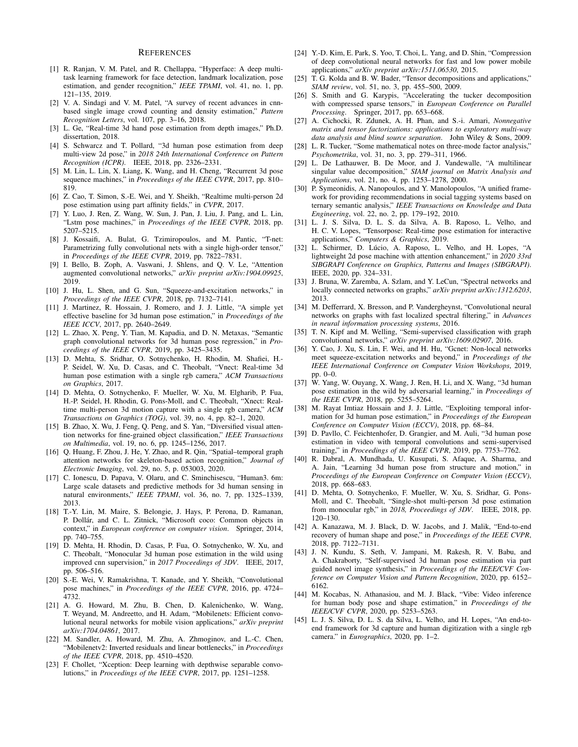## References

[1] R. Ranjan, V. M. Patel, and R. Chellappa, "Hyperface: A deep multi-task learning framework for face detection, landmark localization, pose estimation, and gender recognition," *IEEE TPAMI*, vol. 41, no. 1, pp. 121–135, 2019.

[2] V. A. Sindagi and V. M. Patel, "A survey of recent advances in cnn-based single image crowd counting and density estimation," *Pattern Recognition Letters*, vol. 107, pp. 3–16, 2018.

[3] L. Ge, "Real-time 3d hand pose estimation from depth images," Ph.D. dissertation, 2018.

[4] S. Schwarcz and T. Pollard, "3d human pose estimation from deep multi-view 2d pose," in *2018 24th International Conference on Pattern Recognition (ICPR)*. IEEE, 2018, pp. 2326–2331.

[5] M. Lin, L. Lin, X. Liang, K. Wang, and H. Cheng, "Recurrent 3d pose sequence machines," in *Proceedings of the IEEE CVPR*, 2017, pp. 810–819.

[6] Z. Cao, T. Simon, S.-E. Wei, and Y. Sheikh, "Realtime multi-person 2d pose estimation using part affinity fields," in *CVPR*, 2017.

[7] Y. Luo, J. Ren, Z. Wang, W. Sun, J. Pan, J. Liu, J. Pang, and L. Lin, "Lstm pose machines," in *Proceedings of the IEEE CVPR*, 2018, pp. 5207–5215.

[8] J. Kossaifi, A. Bulat, G. Tzimiropoulos, and M. Pantic, "T-net: Parametrizing fully convolutional nets with a single high-order tensor," in *Proceedings of the IEEE CVPR*, 2019, pp. 7822–7831.

[9] I. Bello, B. Zoph, A. Vaswani, J. Shlens, and Q. V. Le, "Attention augmented convolutional networks," *arXiv preprint arXiv:1904.09925*, 2019.

[10] J. Hu, L. Shen, and G. Sun, "Squeeze-and-excitation networks," in *Proceedings of the IEEE CVPR*, 2018, pp. 7132–7141.

[11] J. Martinez, R. Hossain, J. Romero, and J. J. Little, "A simple yet effective baseline for 3d human pose estimation," in *Proceedings of the IEEE ICCV*, 2017, pp. 2640–2649.

[12] L. Zhao, X. Peng, Y. Tian, M. Kapadia, and D. N. Metaxas, "Semantic graph convolutional networks for 3d human pose regression," in *Proceedings of the IEEE CVPR*, 2019, pp. 3425–3435.

[13] D. Mehta, S. Sridhar, O. Sotnychenko, H. Rhodin, M. Shafiei, H.-P. Seidel, W. Xu, D. Casas, and C. Theobalt, "Vnect: Real-time 3d human pose estimation with a single rgb camera," *ACM Transactions on Graphics*, 2017.

[14] D. Mehta, O. Sotnychenko, F. Mueller, W. Xu, M. Elgharib, P. Fua, H.-P. Seidel, H. Rhodin, G. Pons-Moll, and C. Theobalt, "Xnect: Real-time multi-person 3d motion capture with a single rgb camera," *ACM Transactions on Graphics (TOG)*, vol. 39, no. 4, pp. 82–1, 2020.

[15] B. Zhao, X. Wu, J. Feng, Q. Peng, and S. Yan, "Diversified visual attention networks for fine-grained object classification," *IEEE Transactions on Multimedia*, vol. 19, no. 6, pp. 1245–1256, 2017.

[16] Q. Huang, F. Zhou, J. He, Y. Zhao, and R. Qin, "Spatial–temporal graph attention networks for skeleton-based action recognition," *Journal of Electronic Imaging*, vol. 29, no. 5, p. 053003, 2020.

[17] C. Ionescu, D. Papava, V. Olaru, and C. Sminchisescu, "Human3. 6m: Large scale datasets and predictive methods for 3d human sensing in natural environments," *IEEE TPAMI*, vol. 36, no. 7, pp. 1325–1339, 2013.

[18] T.-Y. Lin, M. Maire, S. Belongie, J. Hays, P. Perona, D. Ramanan, P. Dollár, and C. L. Zitnick, "Microsoft coco: Common objects in context," in *European conference on computer vision*. Springer, 2014, pp. 740–755.

[19] D. Mehta, H. Rhodin, D. Casas, P. Fua, O. Sotnychenko, W. Xu, and C. Theobalt, "Monocular 3d human pose estimation in the wild using improved cnn supervision," in *2017 Proceedings of 3DV*. IEEE, 2017, pp. 506–516.

[20] S.-E. Wei, V. Ramakrishna, T. Kanade, and Y. Sheikh, "Convolutional pose machines," in *Proceedings of the IEEE CVPR*, 2016, pp. 4724–4732.

[21] A. G. Howard, M. Zhu, B. Chen, D. Kalenichenko, W. Wang, T. Weyand, M. Andreetto, and H. Adam, "Mobilenets: Efficient convolutional neural networks for mobile vision applications," *arXiv preprint arXiv:1704.04861*, 2017.

[22] M. Sandler, A. Howard, M. Zhu, A. Zhmoginov, and L.-C. Chen, "Mobilenetv2: Inverted residuals and linear bottlenecks," in *Proceedings of the IEEE CVPR*, 2018, pp. 4510–4520.

[23] F. Chollet, "Xception: Deep learning with depthwise separable convolutions," in *Proceedings of the IEEE CVPR*, 2017, pp. 1251–1258.

[24] Y.-D. Kim, E. Park, S. Yoo, T. Choi, L. Yang, and D. Shin, "Compression of deep convolutional neural networks for fast and low power mobile applications," *arXiv preprint arXiv:1511.06530*, 2015.

[25] T. G. Kolda and B. W. Bader, "Tensor decompositions and applications," *SIAM review*, vol. 51, no. 3, pp. 455–500, 2009.

[26] S. Smith and G. Karypis, "Accelerating the tucker decomposition with compressed sparse tensors," in *European Conference on Parallel Processing*. Springer, 2017, pp. 653–668.

[27] A. Cichocki, R. Zdunek, A. H. Phan, and S.-i. Amari, *Nonnegative matrix and tensor factorizations: applications to exploratory multi-way data analysis and blind source separation*. John Wiley & Sons, 2009.

[28] L. R. Tucker, "Some mathematical notes on three-mode factor analysis," *Psychometrika*, vol. 31, no. 3, pp. 279–311, 1966.

[29] L. De Lathauwer, B. De Moor, and J. Vandewalle, "A multilinear singular value decomposition," *SIAM journal on Matrix Analysis and Applications*, vol. 21, no. 4, pp. 1253–1278, 2000.

[30] P. Symeonidis, A. Nanopoulos, and Y. Manolopoulos, "A unified framework for providing recommendations in social tagging systems based on ternary semantic analysis," *IEEE Transactions on Knowledge and Data Engineering*, vol. 22, no. 2, pp. 179–192, 2010.

[31] L. J. S. Silva, D. L. S. da Silva, A. B. Raposo, L. Velho, and H. C. V. Lopes, "Tensorpose: Real-time pose estimation for interactive applications," *Computers & Graphics*, 2019.

[32] L. Schirmer, D. Lúcio, A. Raposo, L. Velho, and H. Lopes, "A lightweight 2d pose machine with attention enhancement," in *2020 33rd SIBGRAPI Conference on Graphics, Patterns and Images (SIBGRAPI)*. IEEE, 2020, pp. 324–331.

[33] J. Bruna, W. Zaremba, A. Szlam, and Y. LeCun, "Spectral networks and locally connected networks on graphs," *arXiv preprint arXiv:1312.6203*, 2013.

[34] M. Defferrard, X. Bresson, and P. Vandergheynst, "Convolutional neural networks on graphs with fast localized spectral filtering," in *Advances in neural information processing systems*, 2016.

[35] T. N. Kipf and M. Welling, "Semi-supervised classification with graph convolutional networks," *arXiv preprint arXiv:1609.02907*, 2016.

[36] Y. Cao, J. Xu, S. Lin, F. Wei, and H. Hu, "Gcnet: Non-local networks meet squeeze-excitation networks and beyond," in *Proceedings of the IEEE International Conference on Computer Vision Workshops*, 2019, pp. 0–0.

[37] W. Yang, W. Ouyang, X. Wang, J. Ren, H. Li, and X. Wang, "3d human pose estimation in the wild by adversarial learning," in *Proceedings of the IEEE CVPR*, 2018, pp. 5255–5264.

[38] M. Rayat Imtiaz Hossain and J. J. Little, "Exploiting temporal information for 3d human pose estimation," in *Proceedings of the European Conference on Computer Vision (ECCV)*, 2018, pp. 68–84.

[39] D. Pavllo, C. Feichtenhofer, D. Grangier, and M. Auli, "3d human pose estimation in video with temporal convolutions and semi-supervised training," in *Proceedings of the IEEE CVPR*, 2019, pp. 7753–7762.

[40] R. Dabral, A. Mundhada, U. Kusupati, S. Afaque, A. Sharma, and A. Jain, "Learning 3d human pose from structure and motion," in *Proceedings of the European Conference on Computer Vision (ECCV)*, 2018, pp. 668–683.

[41] D. Mehta, O. Sotnychenko, F. Mueller, W. Xu, S. Sridhar, G. Pons-Moll, and C. Theobalt, "Single-shot multi-person 3d pose estimation from monocular rgb," in *2018, Proceedings of 3DV*. IEEE, 2018, pp. 120–130.

[42] A. Kanazawa, M. J. Black, D. W. Jacobs, and J. Malik, "End-to-end recovery of human shape and pose," in *Proceedings of the IEEE CVPR*, 2018, pp. 7122–7131.

[43] J. N. Kundu, S. Seth, V. Jampani, M. Rakesh, R. V. Babu, and A. Chakraborty, "Self-supervised 3d human pose estimation via part guided novel image synthesis," in *Proceedings of the IEEE/CVF Conference on Computer Vision and Pattern Recognition*, 2020, pp. 6152–6162.

[44] M. Kocabas, N. Athanasiou, and M. J. Black, "Vibe: Video inference for human body pose and shape estimation," in *Proceedings of the IEEE/CVF CVPR*, 2020, pp. 5253–5263.

[45] L. J. S. Silva, D. L. S. da Silva, L. Velho, and H. Lopes, "An end-to-end framework for 3d capture and human digitization with a single rgb camera." in *Eurographics*, 2020, pp. 1–2.